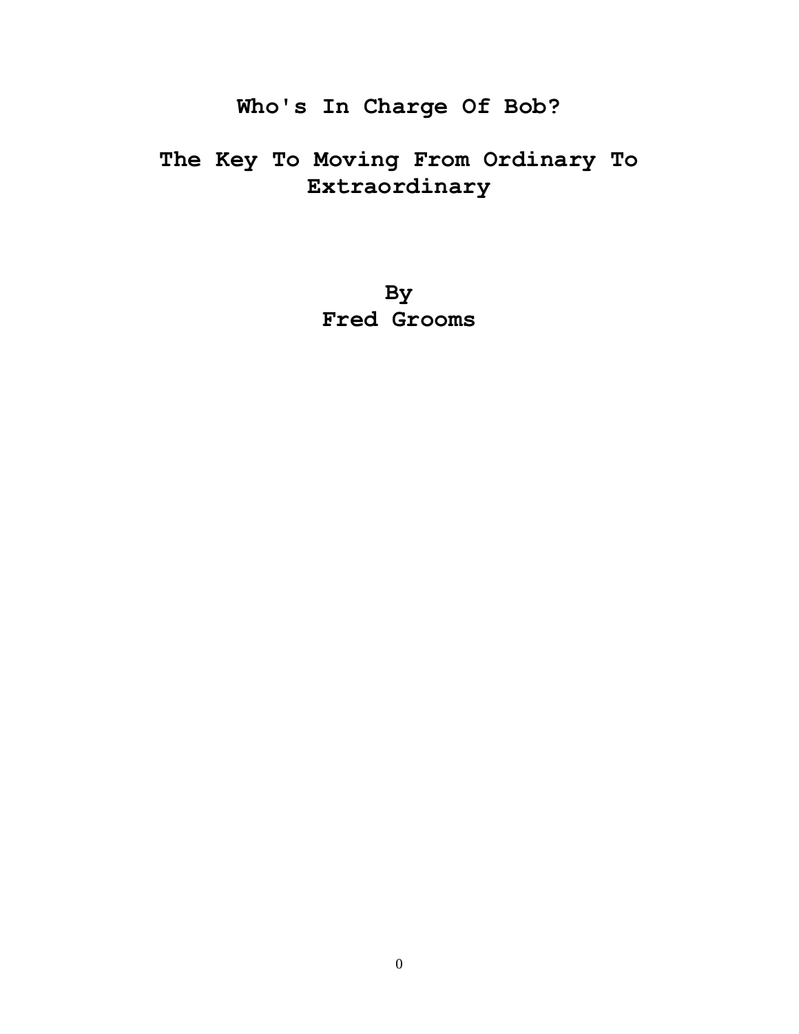# Who's In Charge Of Bob?

## The Key To Moving From Ordinary To Extraordinary

**By**
**Fred Grooms**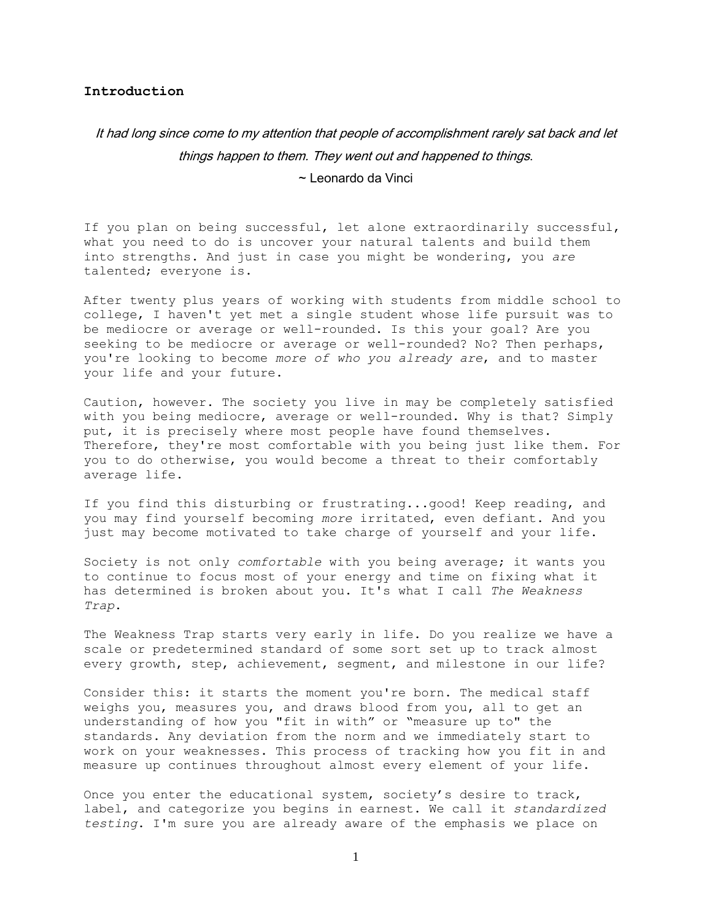**Introduction**

*It had long since come to my attention that people of accomplishment rarely sat back and let things happen to them. They went out and happened to things.*

~ Leonardo da Vinci

If you plan on being successful, let alone extraordinarily successful, what you need to do is uncover your natural talents and build them into strengths. And just in case you might be wondering, you *are* talented; everyone is.

After twenty plus years of working with students from middle school to college, I haven't yet met a single student whose life pursuit was to be mediocre or average or well-rounded. Is this your goal? Are you seeking to be mediocre or average or well-rounded? No? Then perhaps, you're looking to become *more of who you already are*, and to master your life and your future.

Caution, however. The society you live in may be completely satisfied with you being mediocre, average or well-rounded. Why is that? Simply put, it is precisely where most people have found themselves. Therefore, they're most comfortable with you being just like them. For you to do otherwise, you would become a threat to their comfortably average life.

If you find this disturbing or frustrating...good! Keep reading, and you may find yourself becoming *more* irritated, even defiant. And you just may become motivated to take charge of yourself and your life.

Society is not only *comfortable* with you being average; it wants you to continue to focus most of your energy and time on fixing what it has determined is broken about you. It's what I call *The Weakness Trap*.

The Weakness Trap starts very early in life. Do you realize we have a scale or predetermined standard of some sort set up to track almost every growth, step, achievement, segment, and milestone in our life?

Consider this: it starts the moment you're born. The medical staff weighs you, measures you, and draws blood from you, all to get an understanding of how you "fit in with" or "measure up to" the standards. Any deviation from the norm and we immediately start to work on your weaknesses. This process of tracking how you fit in and measure up continues throughout almost every element of your life.

Once you enter the educational system, society's desire to track, label, and categorize you begins in earnest. We call it *standardized testing*. I'm sure you are already aware of the emphasis we place on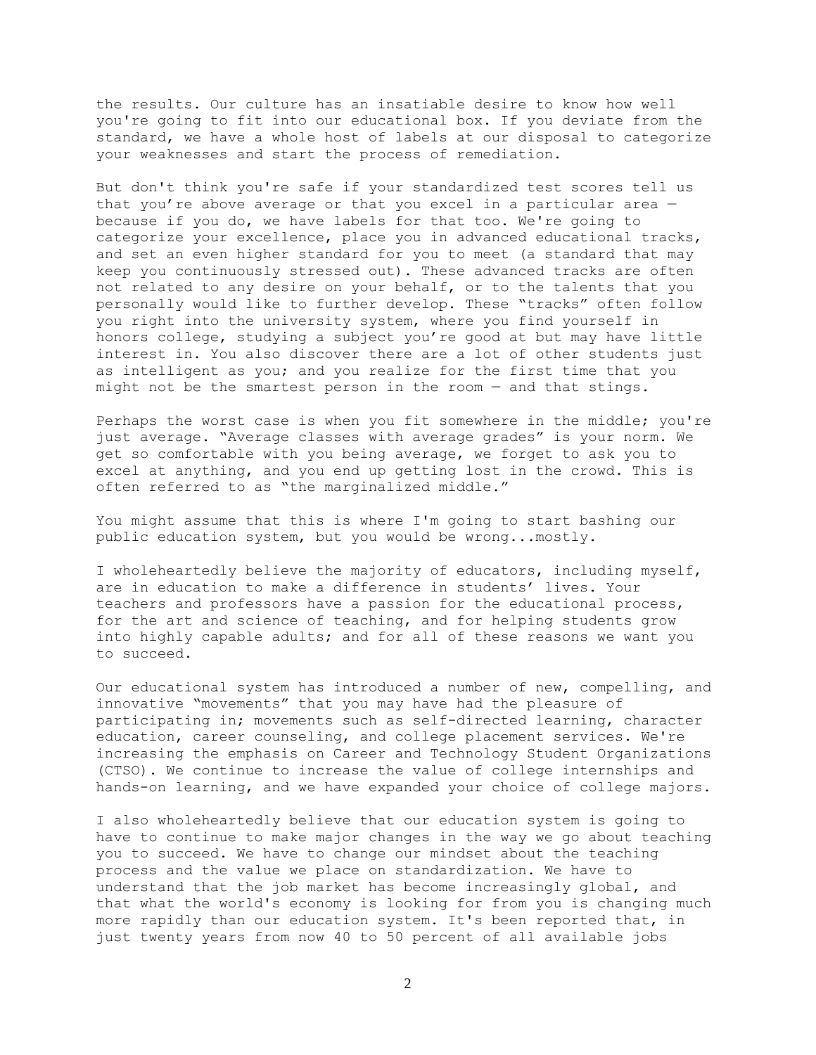the results. Our culture has an insatiable desire to know how well you're going to fit into our educational box. If you deviate from the standard, we have a whole host of labels at our disposal to categorize your weaknesses and start the process of remediation.

But don't think you're safe if your standardized test scores tell us that you're above average or that you excel in a particular area — because if you do, we have labels for that too. We're going to categorize your excellence, place you in advanced educational tracks, and set an even higher standard for you to meet (a standard that may keep you continuously stressed out). These advanced tracks are often not related to any desire on your behalf, or to the talents that you personally would like to further develop. These "tracks" often follow you right into the university system, where you find yourself in honors college, studying a subject you're good at but may have little interest in. You also discover there are a lot of other students just as intelligent as you; and you realize for the first time that you might not be the smartest person in the room — and that stings.

Perhaps the worst case is when you fit somewhere in the middle; you're just average. "Average classes with average grades" is your norm. We get so comfortable with you being average, we forget to ask you to excel at anything, and you end up getting lost in the crowd. This is often referred to as "the marginalized middle."

You might assume that this is where I'm going to start bashing our public education system, but you would be wrong...mostly.

I wholeheartedly believe the majority of educators, including myself, are in education to make a difference in students' lives. Your teachers and professors have a passion for the educational process, for the art and science of teaching, and for helping students grow into highly capable adults; and for all of these reasons we want you to succeed.

Our educational system has introduced a number of new, compelling, and innovative "movements" that you may have had the pleasure of participating in; movements such as self-directed learning, character education, career counseling, and college placement services. We're increasing the emphasis on Career and Technology Student Organizations (CTSO). We continue to increase the value of college internships and hands-on learning, and we have expanded your choice of college majors.

I also wholeheartedly believe that our education system is going to have to continue to make major changes in the way we go about teaching you to succeed. We have to change our mindset about the teaching process and the value we place on standardization. We have to understand that the job market has become increasingly global, and that what the world's economy is looking for from you is changing much more rapidly than our education system. It's been reported that, in just twenty years from now 40 to 50 percent of all available jobs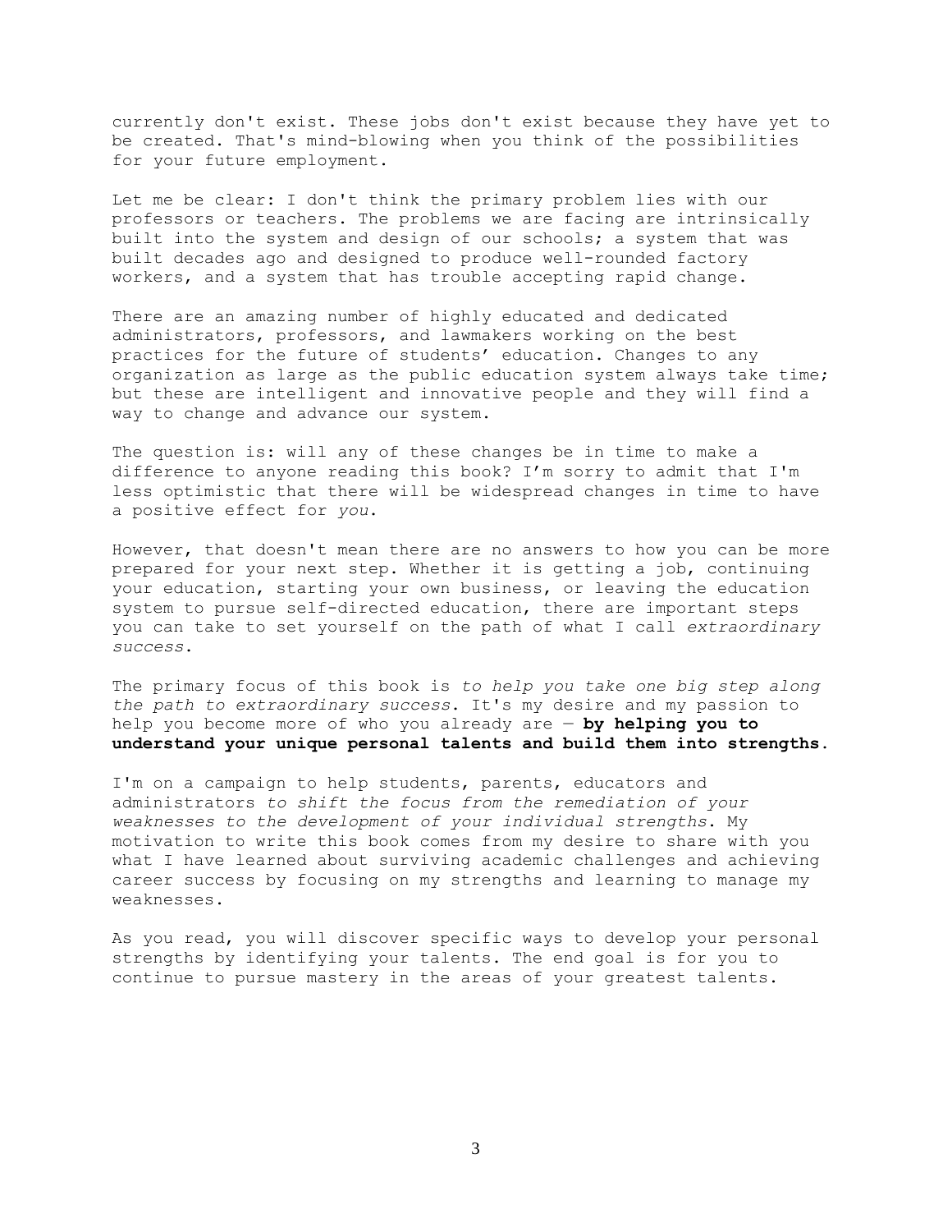currently don't exist. These jobs don't exist because they have yet to be created. That's mind-blowing when you think of the possibilities for your future employment.

Let me be clear: I don't think the primary problem lies with our professors or teachers. The problems we are facing are intrinsically built into the system and design of our schools; a system that was built decades ago and designed to produce well-rounded factory workers, and a system that has trouble accepting rapid change.

There are an amazing number of highly educated and dedicated administrators, professors, and lawmakers working on the best practices for the future of students' education. Changes to any organization as large as the public education system always take time; but these are intelligent and innovative people and they will find a way to change and advance our system.

The question is: will any of these changes be in time to make a difference to anyone reading this book? I'm sorry to admit that I'm less optimistic that there will be widespread changes in time to have a positive effect for *you*.

However, that doesn't mean there are no answers to how you can be more prepared for your next step. Whether it is getting a job, continuing your education, starting your own business, or leaving the education system to pursue self-directed education, there are important steps you can take to set yourself on the path of what I call *extraordinary success*.

The primary focus of this book is *to help you take one big step along the path to extraordinary success*. It's my desire and my passion to help you become more of who you already are — **by helping you to understand your unique personal talents and build them into strengths.**

I'm on a campaign to help students, parents, educators and administrators *to shift the focus from the remediation of your weaknesses to the development of your individual strengths*. My motivation to write this book comes from my desire to share with you what I have learned about surviving academic challenges and achieving career success by focusing on my strengths and learning to manage my weaknesses.

As you read, you will discover specific ways to develop your personal strengths by identifying your talents. The end goal is for you to continue to pursue mastery in the areas of your greatest talents.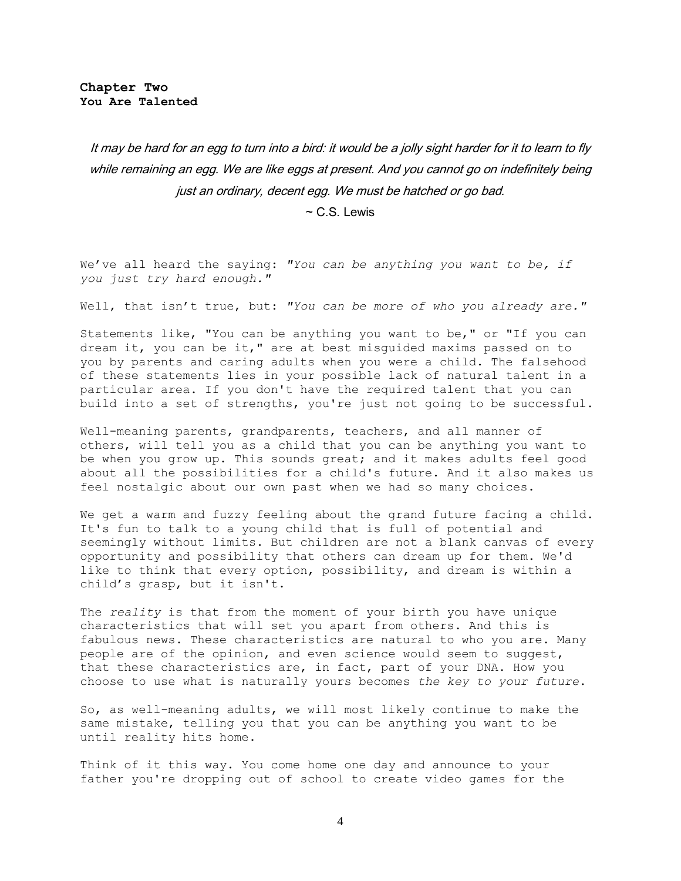## Chapter Two
## You Are Talented

> *It may be hard for an egg to turn into a bird: it would be a jolly sight harder for it to learn to fly while remaining an egg. We are like eggs at present. And you cannot go on indefinitely being just an ordinary, decent egg. We must be hatched or go bad.*
>
> ~ C.S. Lewis

We've all heard the saying: *"You can be anything you want to be, if you just try hard enough."*

Well, that isn't true, but: *"You can be more of who you already are."*

Statements like, "You can be anything you want to be," or "If you can dream it, you can be it," are at best misguided maxims passed on to you by parents and caring adults when you were a child. The falsehood of these statements lies in your possible lack of natural talent in a particular area. If you don't have the required talent that you can build into a set of strengths, you're just not going to be successful.

Well-meaning parents, grandparents, teachers, and all manner of others, will tell you as a child that you can be anything you want to be when you grow up. This sounds great; and it makes adults feel good about all the possibilities for a child's future. And it also makes us feel nostalgic about our own past when we had so many choices.

We get a warm and fuzzy feeling about the grand future facing a child. It's fun to talk to a young child that is full of potential and seemingly without limits. But children are not a blank canvas of every opportunity and possibility that others can dream up for them. We'd like to think that every option, possibility, and dream is within a child's grasp, but it isn't.

The *reality* is that from the moment of your birth you have unique characteristics that will set you apart from others. And this is fabulous news. These characteristics are natural to who you are. Many people are of the opinion, and even science would seem to suggest, that these characteristics are, in fact, part of your DNA. How you choose to use what is naturally yours becomes *the key to your future*.

So, as well-meaning adults, we will most likely continue to make the same mistake, telling you that you can be anything you want to be until reality hits home.

Think of it this way. You come home one day and announce to your father you're dropping out of school to create video games for the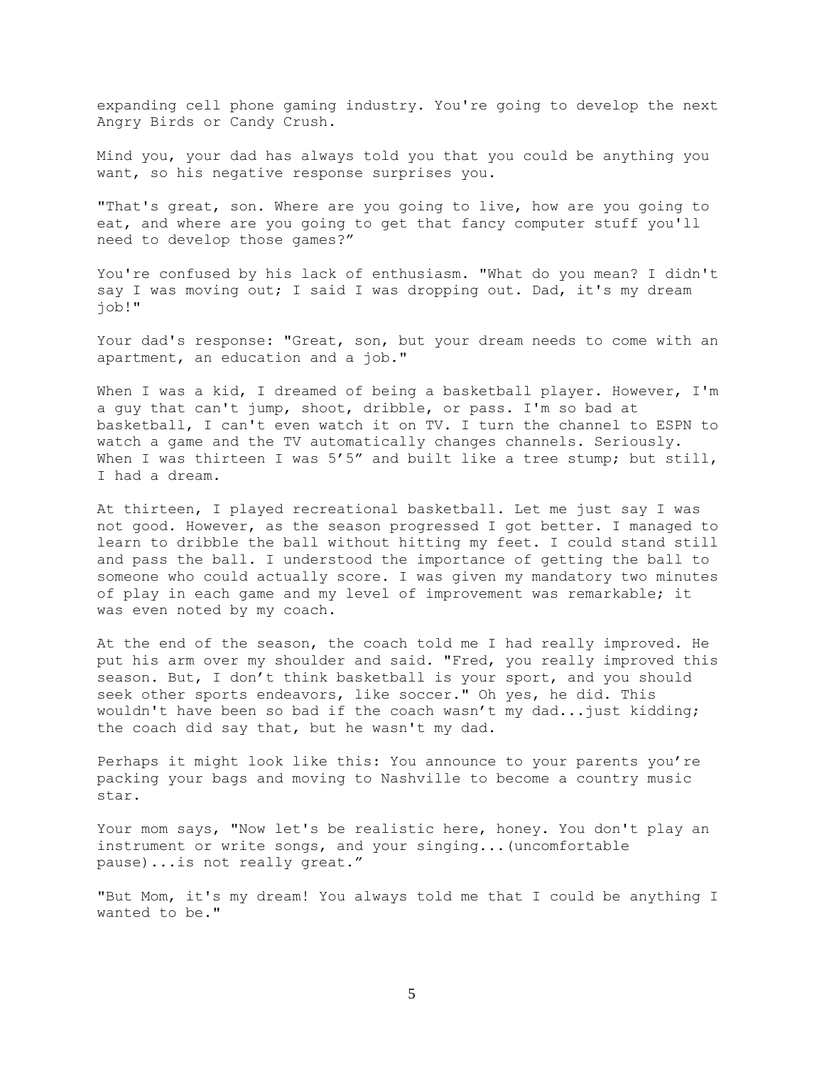expanding cell phone gaming industry. You're going to develop the next Angry Birds or Candy Crush.

Mind you, your dad has always told you that you could be anything you want, so his negative response surprises you.

"That's great, son. Where are you going to live, how are you going to eat, and where are you going to get that fancy computer stuff you'll need to develop those games?”

You're confused by his lack of enthusiasm. "What do you mean? I didn't say I was moving out; I said I was dropping out. Dad, it's my dream job!"

Your dad's response: "Great, son, but your dream needs to come with an apartment, an education and a job."

When I was a kid, I dreamed of being a basketball player. However, I'm a guy that can't jump, shoot, dribble, or pass. I'm so bad at basketball, I can't even watch it on TV. I turn the channel to ESPN to watch a game and the TV automatically changes channels. Seriously. When I was thirteen I was 5’5” and built like a tree stump; but still, I had a dream.

At thirteen, I played recreational basketball. Let me just say I was not good. However, as the season progressed I got better. I managed to learn to dribble the ball without hitting my feet. I could stand still and pass the ball. I understood the importance of getting the ball to someone who could actually score. I was given my mandatory two minutes of play in each game and my level of improvement was remarkable; it was even noted by my coach.

At the end of the season, the coach told me I had really improved. He put his arm over my shoulder and said. "Fred, you really improved this season. But, I don’t think basketball is your sport, and you should seek other sports endeavors, like soccer." Oh yes, he did. This wouldn't have been so bad if the coach wasn’t my dad...just kidding; the coach did say that, but he wasn't my dad.

Perhaps it might look like this: You announce to your parents you’re packing your bags and moving to Nashville to become a country music star.

Your mom says, "Now let's be realistic here, honey. You don't play an instrument or write songs, and your singing...(uncomfortable pause)...is not really great.”

"But Mom, it's my dream! You always told me that I could be anything I wanted to be."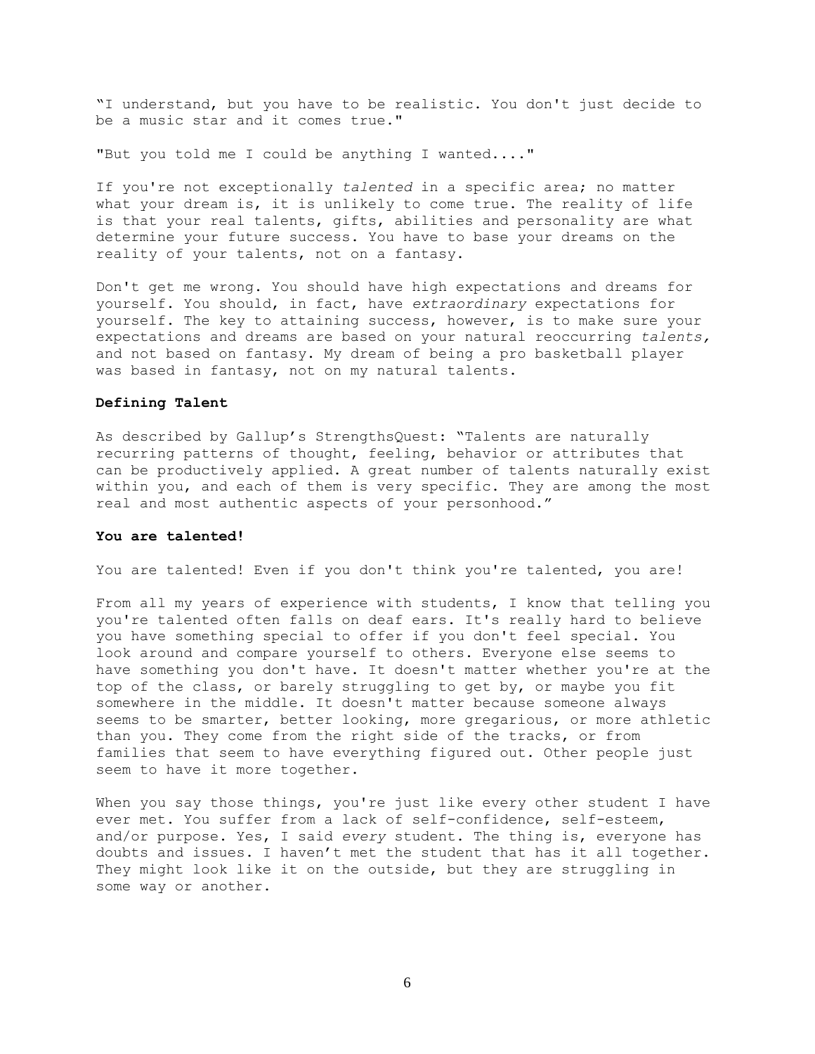"I understand, but you have to be realistic. You don't just decide to be a music star and it comes true."

"But you told me I could be anything I wanted...."

If you're not exceptionally *talented* in a specific area; no matter what your dream is, it is unlikely to come true. The reality of life is that your real talents, gifts, abilities and personality are what determine your future success. You have to base your dreams on the reality of your talents, not on a fantasy.

Don't get me wrong. You should have high expectations and dreams for yourself. You should, in fact, have *extraordinary* expectations for yourself. The key to attaining success, however, is to make sure your expectations and dreams are based on your natural reoccurring *talents,* and not based on fantasy. My dream of being a pro basketball player was based in fantasy, not on my natural talents.

**Defining Talent**

As described by Gallup's StrengthsQuest: "Talents are naturally recurring patterns of thought, feeling, behavior or attributes that can be productively applied. A great number of talents naturally exist within you, and each of them is very specific. They are among the most real and most authentic aspects of your personhood."

**You are talented!**

You are talented! Even if you don't think you're talented, you are!

From all my years of experience with students, I know that telling you you're talented often falls on deaf ears. It's really hard to believe you have something special to offer if you don't feel special. You look around and compare yourself to others. Everyone else seems to have something you don't have. It doesn't matter whether you're at the top of the class, or barely struggling to get by, or maybe you fit somewhere in the middle. It doesn't matter because someone always seems to be smarter, better looking, more gregarious, or more athletic than you. They come from the right side of the tracks, or from families that seem to have everything figured out. Other people just seem to have it more together.

When you say those things, you're just like every other student I have ever met. You suffer from a lack of self-confidence, self-esteem, and/or purpose. Yes, I said *every* student. The thing is, everyone has doubts and issues. I haven't met the student that has it all together. They might look like it on the outside, but they are struggling in some way or another.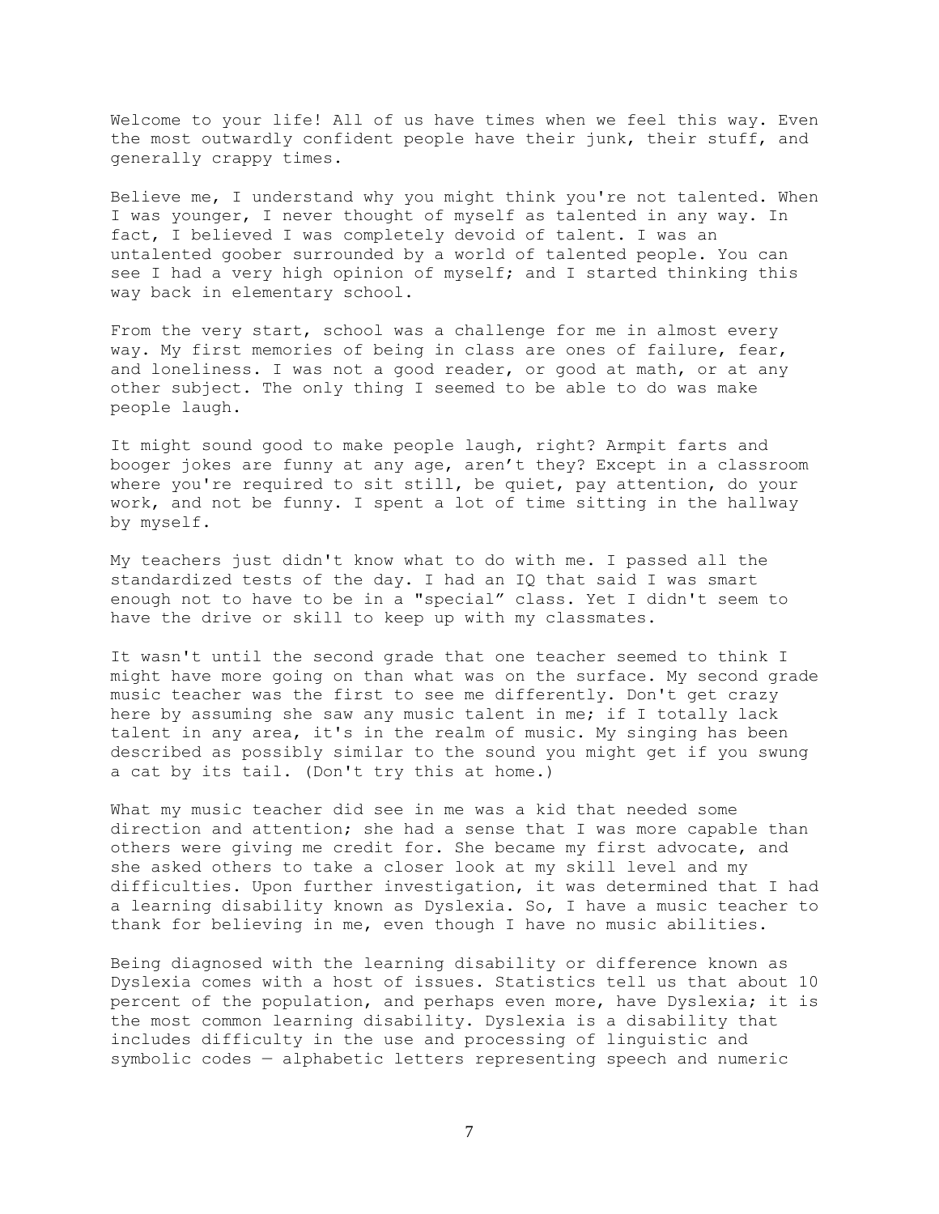Welcome to your life! All of us have times when we feel this way. Even the most outwardly confident people have their junk, their stuff, and generally crappy times.

Believe me, I understand why you might think you're not talented. When I was younger, I never thought of myself as talented in any way. In fact, I believed I was completely devoid of talent. I was an untalented goober surrounded by a world of talented people. You can see I had a very high opinion of myself; and I started thinking this way back in elementary school.

From the very start, school was a challenge for me in almost every way. My first memories of being in class are ones of failure, fear, and loneliness. I was not a good reader, or good at math, or at any other subject. The only thing I seemed to be able to do was make people laugh.

It might sound good to make people laugh, right? Armpit farts and booger jokes are funny at any age, aren't they? Except in a classroom where you're required to sit still, be quiet, pay attention, do your work, and not be funny. I spent a lot of time sitting in the hallway by myself.

My teachers just didn't know what to do with me. I passed all the standardized tests of the day. I had an IQ that said I was smart enough not to have to be in a "special" class. Yet I didn't seem to have the drive or skill to keep up with my classmates.

It wasn't until the second grade that one teacher seemed to think I might have more going on than what was on the surface. My second grade music teacher was the first to see me differently. Don't get crazy here by assuming she saw any music talent in me; if I totally lack talent in any area, it's in the realm of music. My singing has been described as possibly similar to the sound you might get if you swung a cat by its tail. (Don't try this at home.)

What my music teacher did see in me was a kid that needed some direction and attention; she had a sense that I was more capable than others were giving me credit for. She became my first advocate, and she asked others to take a closer look at my skill level and my difficulties. Upon further investigation, it was determined that I had a learning disability known as Dyslexia. So, I have a music teacher to thank for believing in me, even though I have no music abilities.

Being diagnosed with the learning disability or difference known as Dyslexia comes with a host of issues. Statistics tell us that about 10 percent of the population, and perhaps even more, have Dyslexia; it is the most common learning disability. Dyslexia is a disability that includes difficulty in the use and processing of linguistic and symbolic codes — alphabetic letters representing speech and numeric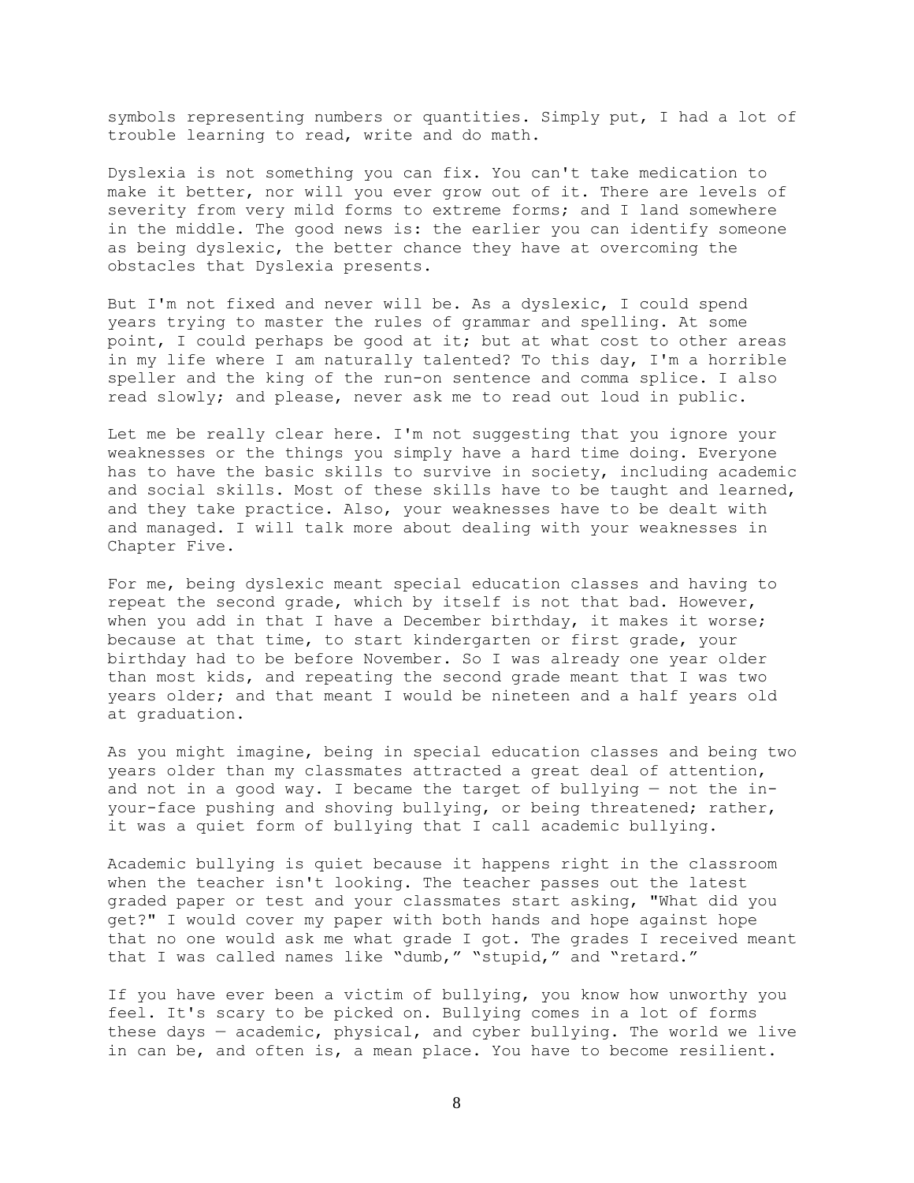symbols representing numbers or quantities. Simply put, I had a lot of trouble learning to read, write and do math.

Dyslexia is not something you can fix. You can't take medication to make it better, nor will you ever grow out of it. There are levels of severity from very mild forms to extreme forms; and I land somewhere in the middle. The good news is: the earlier you can identify someone as being dyslexic, the better chance they have at overcoming the obstacles that Dyslexia presents.

But I'm not fixed and never will be. As a dyslexic, I could spend years trying to master the rules of grammar and spelling. At some point, I could perhaps be good at it; but at what cost to other areas in my life where I am naturally talented? To this day, I'm a horrible speller and the king of the run-on sentence and comma splice. I also read slowly; and please, never ask me to read out loud in public.

Let me be really clear here. I'm not suggesting that you ignore your weaknesses or the things you simply have a hard time doing. Everyone has to have the basic skills to survive in society, including academic and social skills. Most of these skills have to be taught and learned, and they take practice. Also, your weaknesses have to be dealt with and managed. I will talk more about dealing with your weaknesses in Chapter Five.

For me, being dyslexic meant special education classes and having to repeat the second grade, which by itself is not that bad. However, when you add in that I have a December birthday, it makes it worse; because at that time, to start kindergarten or first grade, your birthday had to be before November. So I was already one year older than most kids, and repeating the second grade meant that I was two years older; and that meant I would be nineteen and a half years old at graduation.

As you might imagine, being in special education classes and being two years older than my classmates attracted a great deal of attention, and not in a good way. I became the target of bullying — not the in-your-face pushing and shoving bullying, or being threatened; rather, it was a quiet form of bullying that I call academic bullying.

Academic bullying is quiet because it happens right in the classroom when the teacher isn't looking. The teacher passes out the latest graded paper or test and your classmates start asking, "What did you get?" I would cover my paper with both hands and hope against hope that no one would ask me what grade I got. The grades I received meant that I was called names like "dumb," "stupid," and "retard."

If you have ever been a victim of bullying, you know how unworthy you feel. It's scary to be picked on. Bullying comes in a lot of forms these days — academic, physical, and cyber bullying. The world we live in can be, and often is, a mean place. You have to become resilient.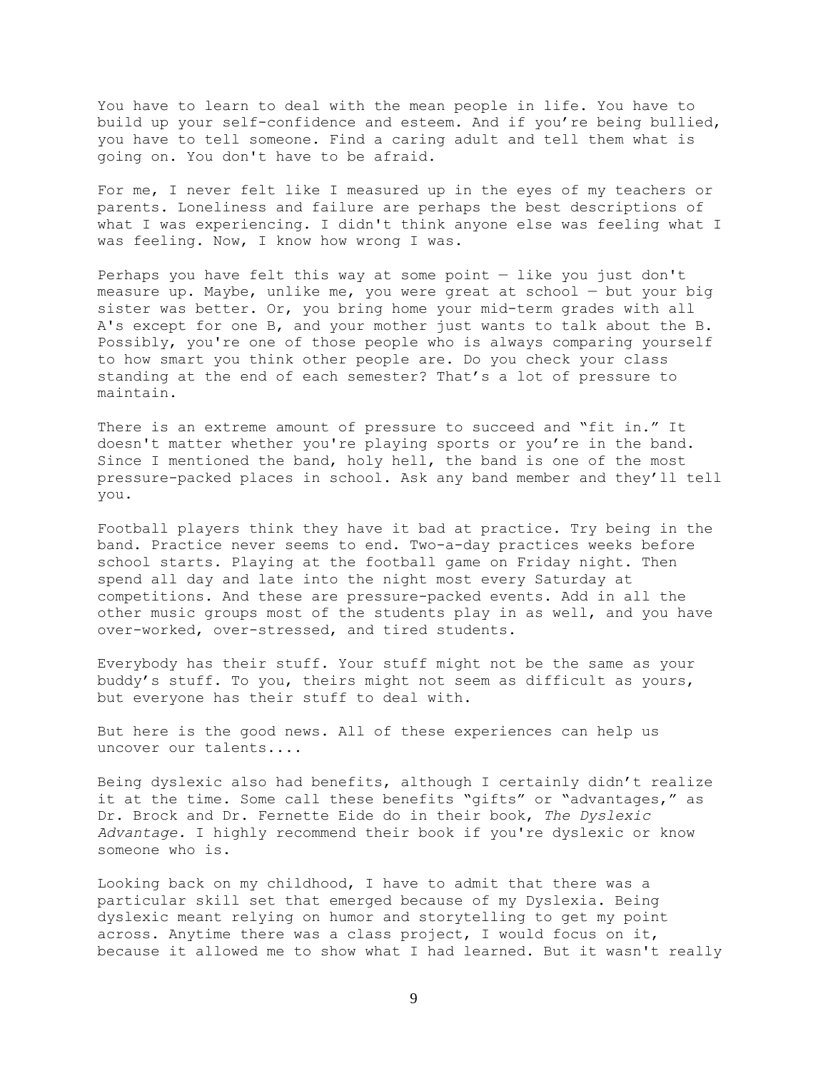You have to learn to deal with the mean people in life. You have to build up your self-confidence and esteem. And if you're being bullied, you have to tell someone. Find a caring adult and tell them what is going on. You don't have to be afraid.

For me, I never felt like I measured up in the eyes of my teachers or parents. Loneliness and failure are perhaps the best descriptions of what I was experiencing. I didn't think anyone else was feeling what I was feeling. Now, I know how wrong I was.

Perhaps you have felt this way at some point — like you just don't measure up. Maybe, unlike me, you were great at school — but your big sister was better. Or, you bring home your mid-term grades with all A's except for one B, and your mother just wants to talk about the B. Possibly, you're one of those people who is always comparing yourself to how smart you think other people are. Do you check your class standing at the end of each semester? That's a lot of pressure to maintain.

There is an extreme amount of pressure to succeed and "fit in." It doesn't matter whether you're playing sports or you're in the band. Since I mentioned the band, holy hell, the band is one of the most pressure-packed places in school. Ask any band member and they'll tell you.

Football players think they have it bad at practice. Try being in the band. Practice never seems to end. Two-a-day practices weeks before school starts. Playing at the football game on Friday night. Then spend all day and late into the night most every Saturday at competitions. And these are pressure-packed events. Add in all the other music groups most of the students play in as well, and you have over-worked, over-stressed, and tired students.

Everybody has their stuff. Your stuff might not be the same as your buddy's stuff. To you, theirs might not seem as difficult as yours, but everyone has their stuff to deal with.

But here is the good news. All of these experiences can help us uncover our talents....

Being dyslexic also had benefits, although I certainly didn't realize it at the time. Some call these benefits "gifts" or "advantages," as Dr. Brock and Dr. Fernette Eide do in their book, *The Dyslexic Advantage.* I highly recommend their book if you're dyslexic or know someone who is.

Looking back on my childhood, I have to admit that there was a particular skill set that emerged because of my Dyslexia. Being dyslexic meant relying on humor and storytelling to get my point across. Anytime there was a class project, I would focus on it, because it allowed me to show what I had learned. But it wasn't really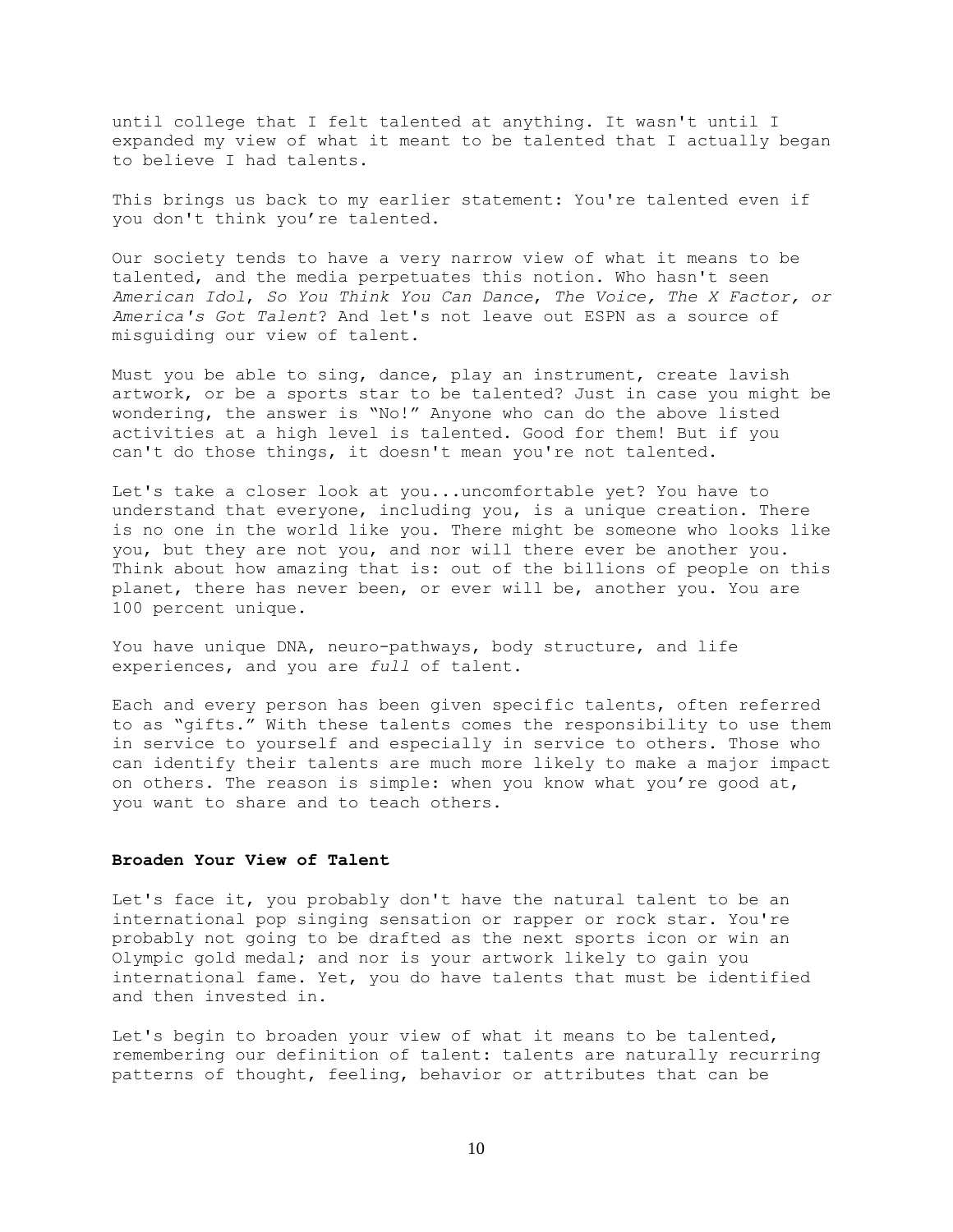until college that I felt talented at anything. It wasn't until I expanded my view of what it meant to be talented that I actually began to believe I had talents.

This brings us back to my earlier statement: You're talented even if you don't think you're talented.

Our society tends to have a very narrow view of what it means to be talented, and the media perpetuates this notion. Who hasn't seen *American Idol*, *So You Think You Can Dance*, *The Voice, The X Factor, or America's Got Talent*? And let's not leave out ESPN as a source of misguiding our view of talent.

Must you be able to sing, dance, play an instrument, create lavish artwork, or be a sports star to be talented? Just in case you might be wondering, the answer is "No!" Anyone who can do the above listed activities at a high level is talented. Good for them! But if you can't do those things, it doesn't mean you're not talented.

Let's take a closer look at you...uncomfortable yet? You have to understand that everyone, including you, is a unique creation. There is no one in the world like you. There might be someone who looks like you, but they are not you, and nor will there ever be another you. Think about how amazing that is: out of the billions of people on this planet, there has never been, or ever will be, another you. You are 100 percent unique.

You have unique DNA, neuro-pathways, body structure, and life experiences, and you are *full* of talent.

Each and every person has been given specific talents, often referred to as "gifts." With these talents comes the responsibility to use them in service to yourself and especially in service to others. Those who can identify their talents are much more likely to make a major impact on others. The reason is simple: when you know what you're good at, you want to share and to teach others.

**Broaden Your View of Talent**

Let's face it, you probably don't have the natural talent to be an international pop singing sensation or rapper or rock star. You're probably not going to be drafted as the next sports icon or win an Olympic gold medal; and nor is your artwork likely to gain you international fame. Yet, you do have talents that must be identified and then invested in.

Let's begin to broaden your view of what it means to be talented, remembering our definition of talent: talents are naturally recurring patterns of thought, feeling, behavior or attributes that can be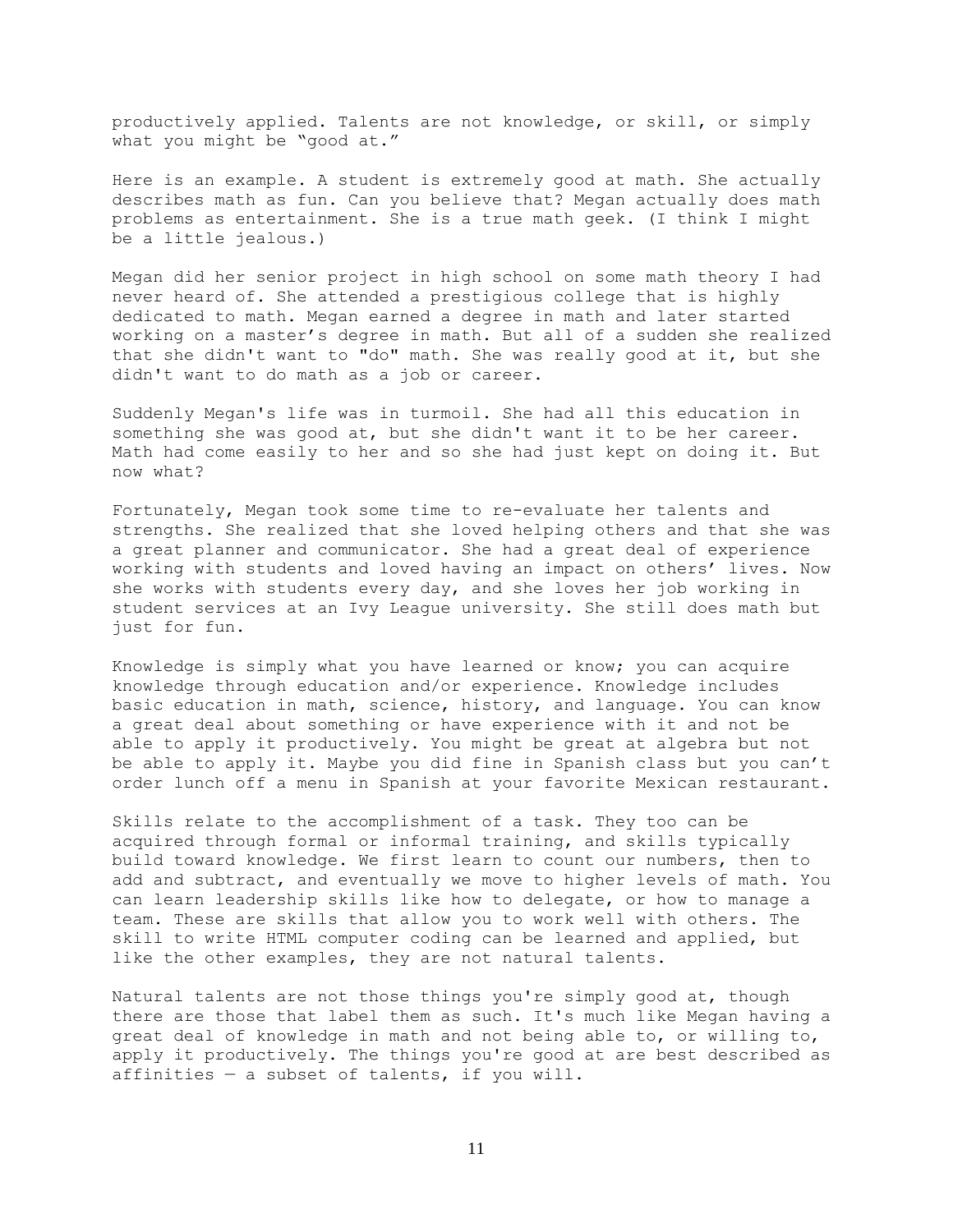productively applied. Talents are not knowledge, or skill, or simply what you might be "good at."

Here is an example. A student is extremely good at math. She actually describes math as fun. Can you believe that? Megan actually does math problems as entertainment. She is a true math geek. (I think I might be a little jealous.)

Megan did her senior project in high school on some math theory I had never heard of. She attended a prestigious college that is highly dedicated to math. Megan earned a degree in math and later started working on a master's degree in math. But all of a sudden she realized that she didn't want to "do" math. She was really good at it, but she didn't want to do math as a job or career.

Suddenly Megan's life was in turmoil. She had all this education in something she was good at, but she didn't want it to be her career. Math had come easily to her and so she had just kept on doing it. But now what?

Fortunately, Megan took some time to re-evaluate her talents and strengths. She realized that she loved helping others and that she was a great planner and communicator. She had a great deal of experience working with students and loved having an impact on others' lives. Now she works with students every day, and she loves her job working in student services at an Ivy League university. She still does math but just for fun.

Knowledge is simply what you have learned or know; you can acquire knowledge through education and/or experience. Knowledge includes basic education in math, science, history, and language. You can know a great deal about something or have experience with it and not be able to apply it productively. You might be great at algebra but not be able to apply it. Maybe you did fine in Spanish class but you can't order lunch off a menu in Spanish at your favorite Mexican restaurant.

Skills relate to the accomplishment of a task. They too can be acquired through formal or informal training, and skills typically build toward knowledge. We first learn to count our numbers, then to add and subtract, and eventually we move to higher levels of math. You can learn leadership skills like how to delegate, or how to manage a team. These are skills that allow you to work well with others. The skill to write HTML computer coding can be learned and applied, but like the other examples, they are not natural talents.

Natural talents are not those things you're simply good at, though there are those that label them as such. It's much like Megan having a great deal of knowledge in math and not being able to, or willing to, apply it productively. The things you're good at are best described as affinities — a subset of talents, if you will.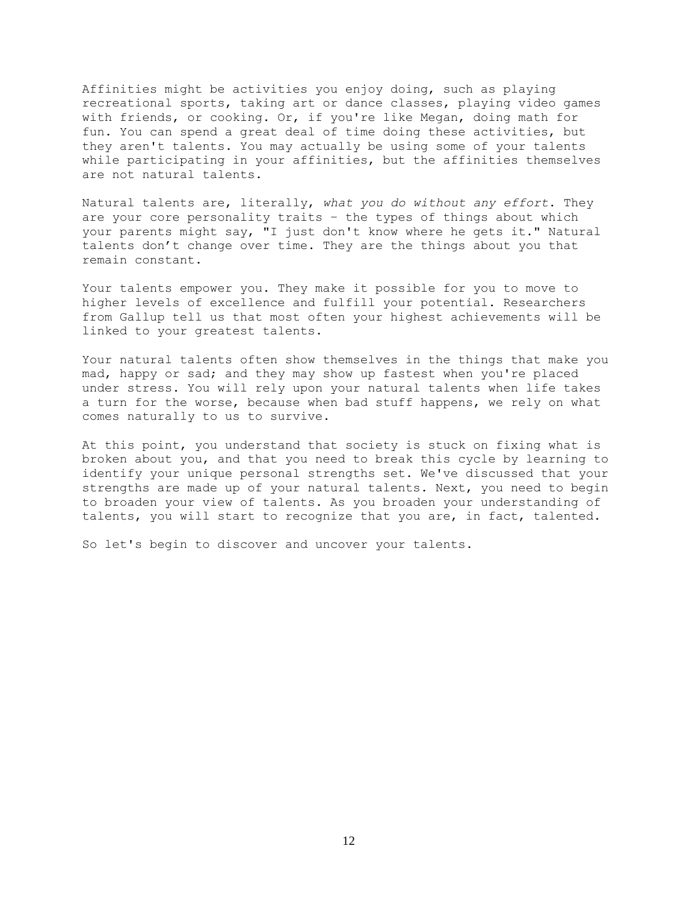Affinities might be activities you enjoy doing, such as playing recreational sports, taking art or dance classes, playing video games with friends, or cooking. Or, if you're like Megan, doing math for fun. You can spend a great deal of time doing these activities, but they aren't talents. You may actually be using some of your talents while participating in your affinities, but the affinities themselves are not natural talents.

Natural talents are, literally, *what you do without any effort*. They are your core personality traits – the types of things about which your parents might say, "I just don't know where he gets it." Natural talents don't change over time. They are the things about you that remain constant.

Your talents empower you. They make it possible for you to move to higher levels of excellence and fulfill your potential. Researchers from Gallup tell us that most often your highest achievements will be linked to your greatest talents.

Your natural talents often show themselves in the things that make you mad, happy or sad; and they may show up fastest when you're placed under stress. You will rely upon your natural talents when life takes a turn for the worse, because when bad stuff happens, we rely on what comes naturally to us to survive.

At this point, you understand that society is stuck on fixing what is broken about you, and that you need to break this cycle by learning to identify your unique personal strengths set. We've discussed that your strengths are made up of your natural talents. Next, you need to begin to broaden your view of talents. As you broaden your understanding of talents, you will start to recognize that you are, in fact, talented.

So let's begin to discover and uncover your talents.